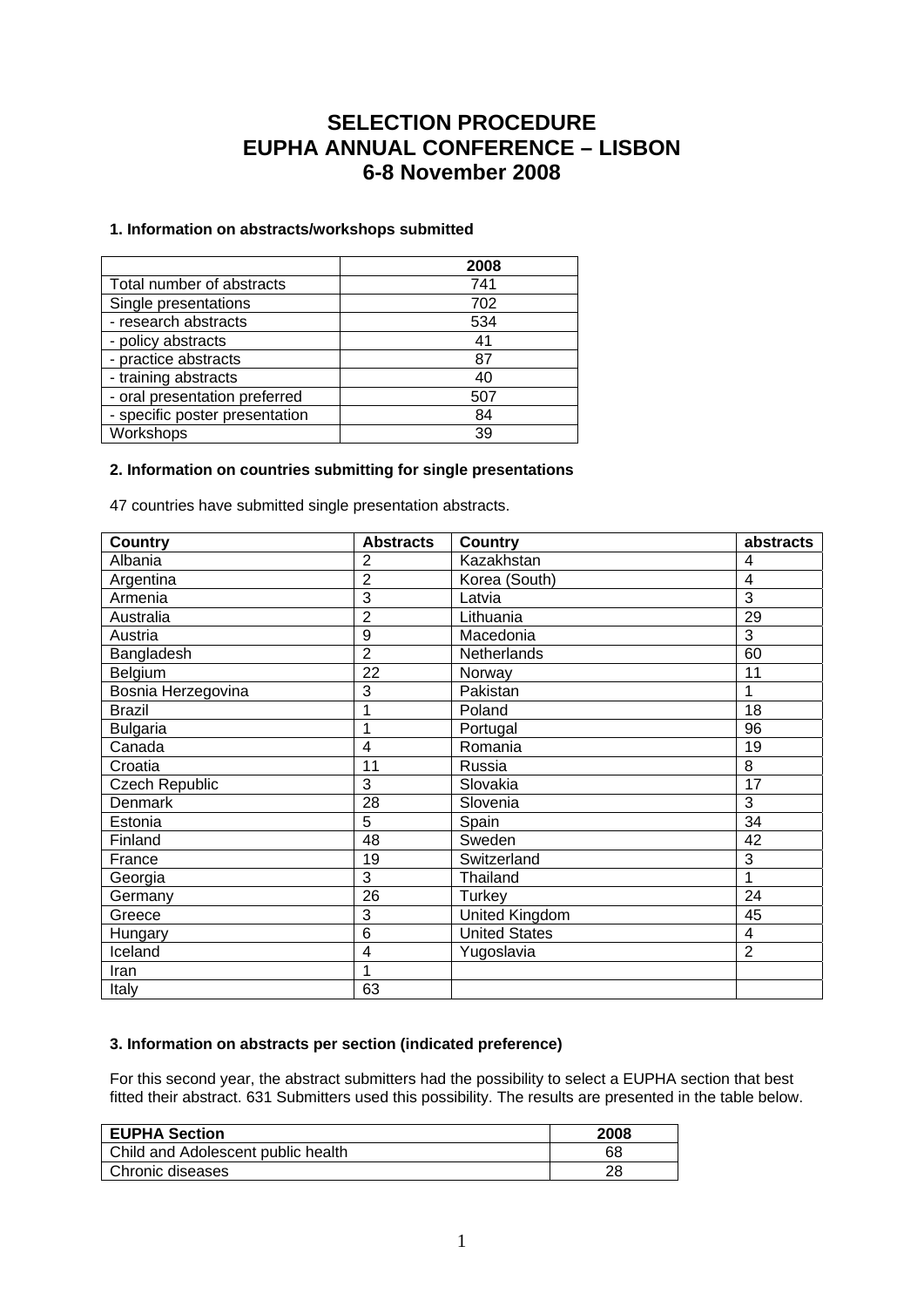# SELECTION PROCEDURE
# EUPHA ANNUAL CONFERENCE – LISBON
# 6-8 November 2008

### 1. Information on abstracts/workshops submitted

| | 2008 |
|---|---|
| Total number of abstracts | 741 |
| Single presentations | 702 |
| - research abstracts | 534 |
| - policy abstracts | 41 |
| - practice abstracts | 87 |
| - training abstracts | 40 |
| - oral presentation preferred | 507 |
| - specific poster presentation | 84 |
| Workshops | 39 |

### 2. Information on countries submitting for single presentations

47 countries have submitted single presentation abstracts.

| Country | Abstracts | Country | abstracts |
|---|---|---|---|
| Albania | 2 | Kazakhstan | 4 |
| Argentina | 2 | Korea (South) | 4 |
| Armenia | 3 | Latvia | 3 |
| Australia | 2 | Lithuania | 29 |
| Austria | 9 | Macedonia | 3 |
| Bangladesh | 2 | Netherlands | 60 |
| Belgium | 22 | Norway | 11 |
| Bosnia Herzegovina | 3 | Pakistan | 1 |
| Brazil | 1 | Poland | 18 |
| Bulgaria | 1 | Portugal | 96 |
| Canada | 4 | Romania | 19 |
| Croatia | 11 | Russia | 8 |
| Czech Republic | 3 | Slovakia | 17 |
| Denmark | 28 | Slovenia | 3 |
| Estonia | 5 | Spain | 34 |
| Finland | 48 | Sweden | 42 |
| France | 19 | Switzerland | 3 |
| Georgia | 3 | Thailand | 1 |
| Germany | 26 | Turkey | 24 |
| Greece | 3 | United Kingdom | 45 |
| Hungary | 6 | United States | 4 |
| Iceland | 4 | Yugoslavia | 2 |
| Iran | 1 | | |
| Italy | 63 | | |

### 3. Information on abstracts per section (indicated preference)

For this second year, the abstract submitters had the possibility to select a EUPHA section that best fitted their abstract. 631 Submitters used this possibility. The results are presented in the table below.

| EUPHA Section | 2008 |
|---|---|
| Child and Adolescent public health | 68 |
| Chronic diseases | 28 |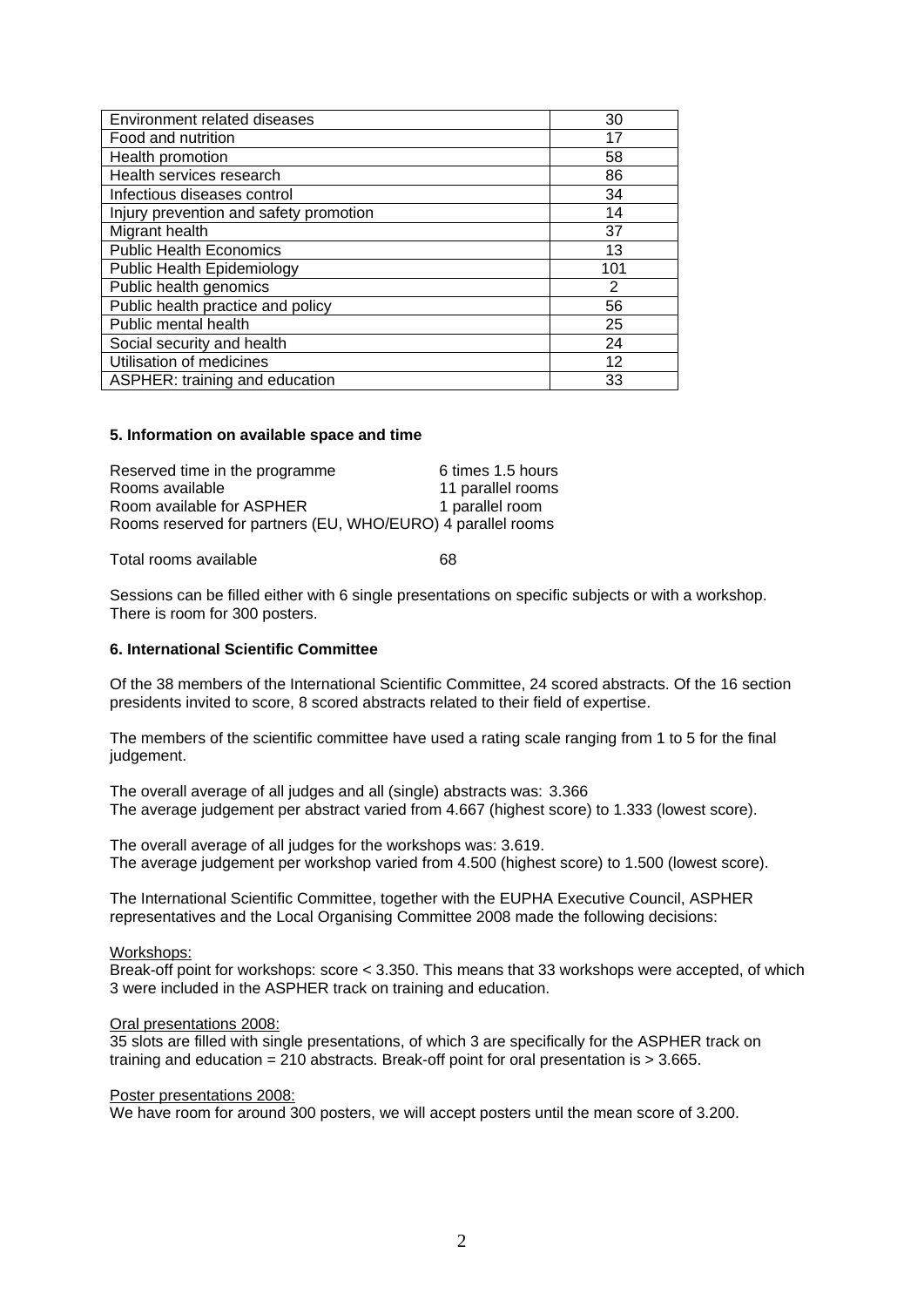| | |
|---|---|
| Environment related diseases | 30 |
| Food and nutrition | 17 |
| Health promotion | 58 |
| Health services research | 86 |
| Infectious diseases control | 34 |
| Injury prevention and safety promotion | 14 |
| Migrant health | 37 |
| Public Health Economics | 13 |
| Public Health Epidemiology | 101 |
| Public health genomics | 2 |
| Public health practice and policy | 56 |
| Public mental health | 25 |
| Social security and health | 24 |
| Utilisation of medicines | 12 |
| ASPHER: training and education | 33 |

**5. Information on available space and time**

Reserved time in the programme 6 times 1.5 hours
Rooms available 11 parallel rooms
Room available for ASPHER 1 parallel room
Rooms reserved for partners (EU, WHO/EURO) 4 parallel rooms

Total rooms available 68

Sessions can be filled either with 6 single presentations on specific subjects or with a workshop. There is room for 300 posters.

**6. International Scientific Committee**

Of the 38 members of the International Scientific Committee, 24 scored abstracts. Of the 16 section presidents invited to score, 8 scored abstracts related to their field of expertise.

The members of the scientific committee have used a rating scale ranging from 1 to 5 for the final judgement.

The overall average of all judges and all (single) abstracts was: 3.366
The average judgement per abstract varied from 4.667 (highest score) to 1.333 (lowest score).

The overall average of all judges for the workshops was: 3.619.
The average judgement per workshop varied from 4.500 (highest score) to 1.500 (lowest score).

The International Scientific Committee, together with the EUPHA Executive Council, ASPHER representatives and the Local Organising Committee 2008 made the following decisions:

Workshops:
Break-off point for workshops: score < 3.350. This means that 33 workshops were accepted, of which 3 were included in the ASPHER track on training and education.

Oral presentations 2008:
35 slots are filled with single presentations, of which 3 are specifically for the ASPHER track on training and education = 210 abstracts. Break-off point for oral presentation is > 3.665.

Poster presentations 2008:
We have room for around 300 posters, we will accept posters until the mean score of 3.200.